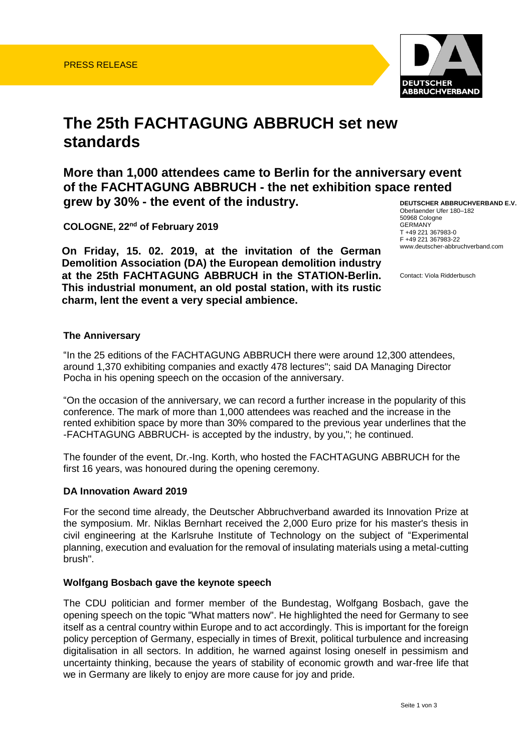PRESS RELEASE

# The 25th FACHTAGUNG ABBRUCH set new standards

## More than 1,000 attendees came to Berlin for the anniversary event of the FACHTAGUNG ABBRUCH - the net exhibition space rented grew by 30% - the event of the industry.

**DEUTSCHER ABBRUCHVERBAND E.V.**
Oberlaender Ufer 180–182
50968 Cologne
GERMANY
T +49 221 367983-0
F +49 221 367983-22
www.deutscher-abbruchverband.com

Contact: Viola Ridderbusch

**COLOGNE, 22nd of February 2019**

**On Friday, 15. 02. 2019, at the invitation of the German Demolition Association (DA) the European demolition industry at the 25th FACHTAGUNG ABBRUCH in the STATION-Berlin. This industrial monument, an old postal station, with its rustic charm, lent the event a very special ambience.**

### The Anniversary

"In the 25 editions of the FACHTAGUNG ABBRUCH there were around 12,300 attendees, around 1,370 exhibiting companies and exactly 478 lectures"; said DA Managing Director Pocha in his opening speech on the occasion of the anniversary.

"On the occasion of the anniversary, we can record a further increase in the popularity of this conference. The mark of more than 1,000 attendees was reached and the increase in the rented exhibition space by more than 30% compared to the previous year underlines that the -FACHTAGUNG ABBRUCH- is accepted by the industry, by you,"; he continued.

The founder of the event, Dr.-Ing. Korth, who hosted the FACHTAGUNG ABBRUCH for the first 16 years, was honoured during the opening ceremony.

### DA Innovation Award 2019

For the second time already, the Deutscher Abbruchverband awarded its Innovation Prize at the symposium. Mr. Niklas Bernhart received the 2,000 Euro prize for his master's thesis in civil engineering at the Karlsruhe Institute of Technology on the subject of "Experimental planning, execution and evaluation for the removal of insulating materials using a metal-cutting brush".

### Wolfgang Bosbach gave the keynote speech

The CDU politician and former member of the Bundestag, Wolfgang Bosbach, gave the opening speech on the topic "What matters now". He highlighted the need for Germany to see itself as a central country within Europe and to act accordingly. This is important for the foreign policy perception of Germany, especially in times of Brexit, political turbulence and increasing digitalisation in all sectors. In addition, he warned against losing oneself in pessimism and uncertainty thinking, because the years of stability of economic growth and war-free life that we in Germany are likely to enjoy are more cause for joy and pride.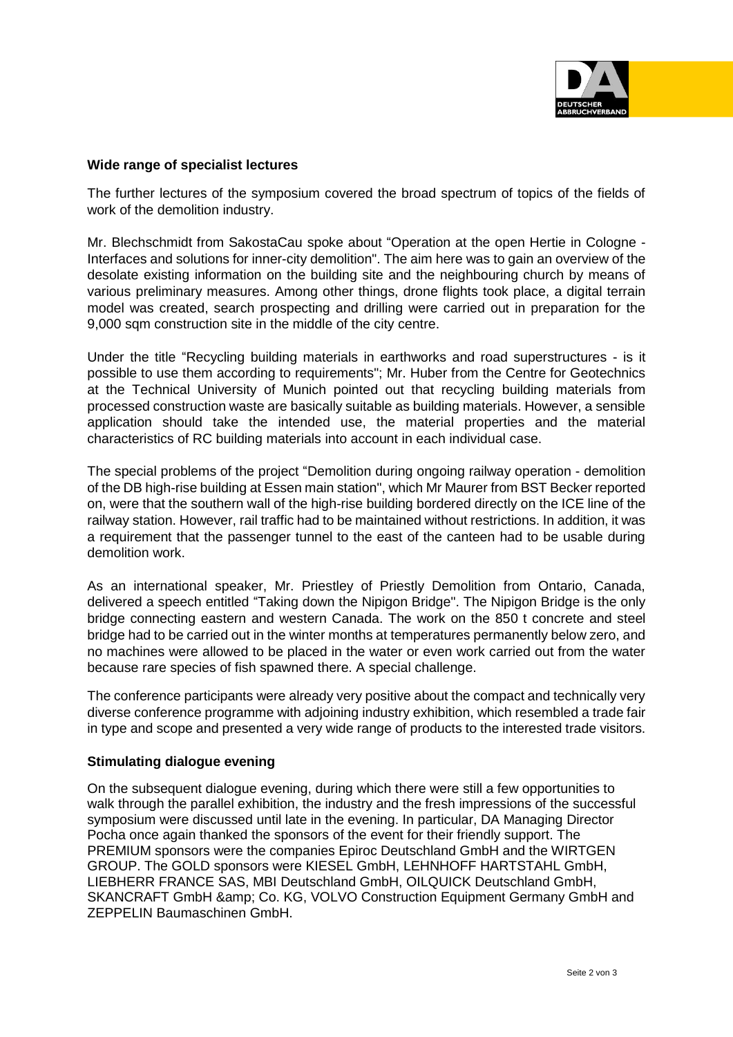## Wide range of specialist lectures

The further lectures of the symposium covered the broad spectrum of topics of the fields of work of the demolition industry.

Mr. Blechschmidt from SakostaCau spoke about “Operation at the open Hertie in Cologne - Interfaces and solutions for inner-city demolition". The aim here was to gain an overview of the desolate existing information on the building site and the neighbouring church by means of various preliminary measures. Among other things, drone flights took place, a digital terrain model was created, search prospecting and drilling were carried out in preparation for the 9,000 sqm construction site in the middle of the city centre.

Under the title “Recycling building materials in earthworks and road superstructures - is it possible to use them according to requirements"; Mr. Huber from the Centre for Geotechnics at the Technical University of Munich pointed out that recycling building materials from processed construction waste are basically suitable as building materials. However, a sensible application should take the intended use, the material properties and the material characteristics of RC building materials into account in each individual case.

The special problems of the project “Demolition during ongoing railway operation - demolition of the DB high-rise building at Essen main station", which Mr Maurer from BST Becker reported on, were that the southern wall of the high-rise building bordered directly on the ICE line of the railway station. However, rail traffic had to be maintained without restrictions. In addition, it was a requirement that the passenger tunnel to the east of the canteen had to be usable during demolition work.

As an international speaker, Mr. Priestley of Priestly Demolition from Ontario, Canada, delivered a speech entitled “Taking down the Nipigon Bridge". The Nipigon Bridge is the only bridge connecting eastern and western Canada. The work on the 850 t concrete and steel bridge had to be carried out in the winter months at temperatures permanently below zero, and no machines were allowed to be placed in the water or even work carried out from the water because rare species of fish spawned there. A special challenge.

The conference participants were already very positive about the compact and technically very diverse conference programme with adjoining industry exhibition, which resembled a trade fair in type and scope and presented a very wide range of products to the interested trade visitors.

## Stimulating dialogue evening

On the subsequent dialogue evening, during which there were still a few opportunities to walk through the parallel exhibition, the industry and the fresh impressions of the successful symposium were discussed until late in the evening. In particular, DA Managing Director Pocha once again thanked the sponsors of the event for their friendly support. The PREMIUM sponsors were the companies Epiroc Deutschland GmbH and the WIRTGEN GROUP. The GOLD sponsors were KIESEL GmbH, LEHNHOFF HARTSTAHL GmbH, LIEBHERR FRANCE SAS, MBI Deutschland GmbH, OILQUICK Deutschland GmbH, SKANCRAFT GmbH &amp; Co. KG, VOLVO Construction Equipment Germany GmbH and ZEPPELIN Baumaschinen GmbH.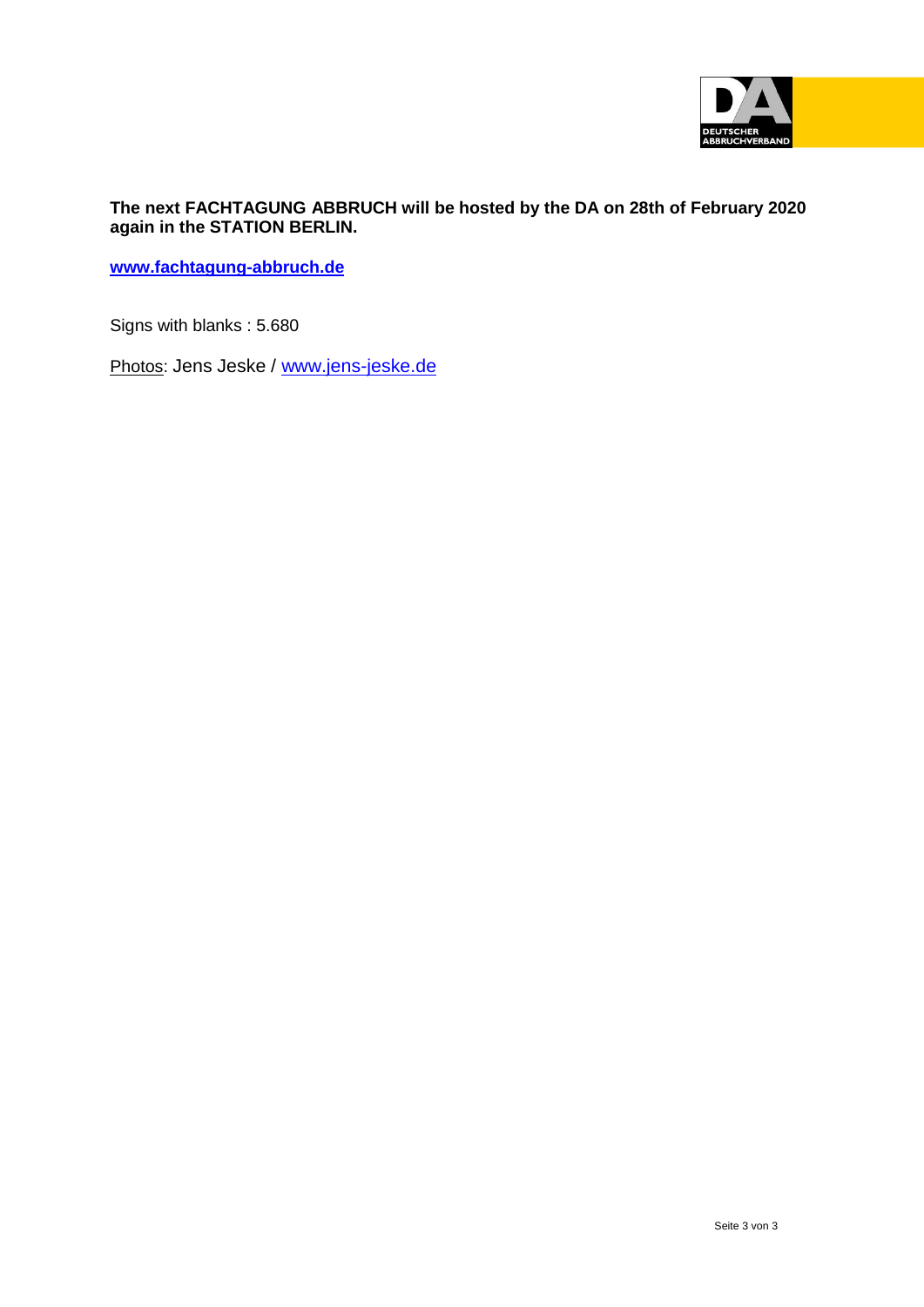**The next FACHTAGUNG ABBRUCH will be hosted by the DA on 28th of February 2020 again in the STATION BERLIN.**

**www.fachtagung-abbruch.de**

Signs with blanks : 5.680

Photos: Jens Jeske / www.jens-jeske.de